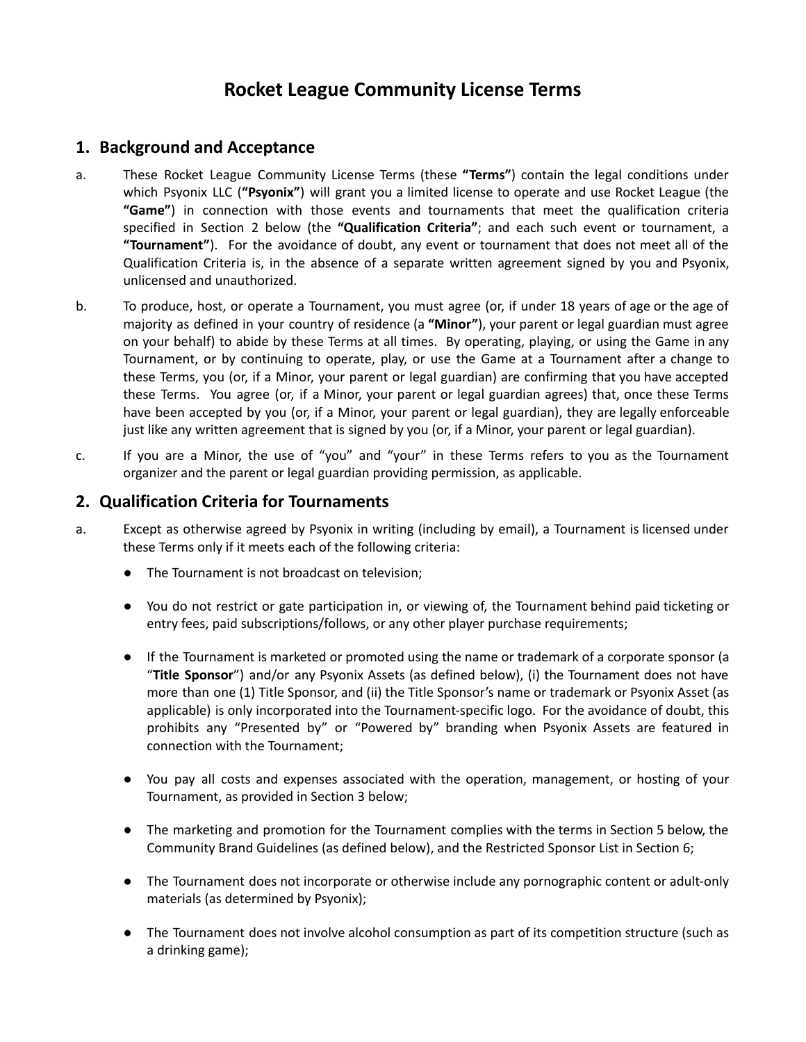# Rocket League Community License Terms

## 1. Background and Acceptance

a. These Rocket League Community License Terms (these **"Terms"**) contain the legal conditions under which Psyonix LLC (**"Psyonix"**) will grant you a limited license to operate and use Rocket League (the **"Game"**) in connection with those events and tournaments that meet the qualification criteria specified in Section 2 below (the **"Qualification Criteria"**; and each such event or tournament, a **"Tournament"**). For the avoidance of doubt, any event or tournament that does not meet all of the Qualification Criteria is, in the absence of a separate written agreement signed by you and Psyonix, unlicensed and unauthorized.

b. To produce, host, or operate a Tournament, you must agree (or, if under 18 years of age or the age of majority as defined in your country of residence (a **"Minor"**), your parent or legal guardian must agree on your behalf) to abide by these Terms at all times. By operating, playing, or using the Game in any Tournament, or by continuing to operate, play, or use the Game at a Tournament after a change to these Terms, you (or, if a Minor, your parent or legal guardian) are confirming that you have accepted these Terms. You agree (or, if a Minor, your parent or legal guardian agrees) that, once these Terms have been accepted by you (or, if a Minor, your parent or legal guardian), they are legally enforceable just like any written agreement that is signed by you (or, if a Minor, your parent or legal guardian).

c. If you are a Minor, the use of "you" and "your" in these Terms refers to you as the Tournament organizer and the parent or legal guardian providing permission, as applicable.

## 2. Qualification Criteria for Tournaments

a. Except as otherwise agreed by Psyonix in writing (including by email), a Tournament is licensed under these Terms only if it meets each of the following criteria:

- The Tournament is not broadcast on television;
- You do not restrict or gate participation in, or viewing of, the Tournament behind paid ticketing or entry fees, paid subscriptions/follows, or any other player purchase requirements;
- If the Tournament is marketed or promoted using the name or trademark of a corporate sponsor (a "**Title Sponsor**") and/or any Psyonix Assets (as defined below), (i) the Tournament does not have more than one (1) Title Sponsor, and (ii) the Title Sponsor's name or trademark or Psyonix Asset (as applicable) is only incorporated into the Tournament-specific logo. For the avoidance of doubt, this prohibits any "Presented by" or "Powered by" branding when Psyonix Assets are featured in connection with the Tournament;
- You pay all costs and expenses associated with the operation, management, or hosting of your Tournament, as provided in Section 3 below;
- The marketing and promotion for the Tournament complies with the terms in Section 5 below, the Community Brand Guidelines (as defined below), and the Restricted Sponsor List in Section 6;
- The Tournament does not incorporate or otherwise include any pornographic content or adult-only materials (as determined by Psyonix);
- The Tournament does not involve alcohol consumption as part of its competition structure (such as a drinking game);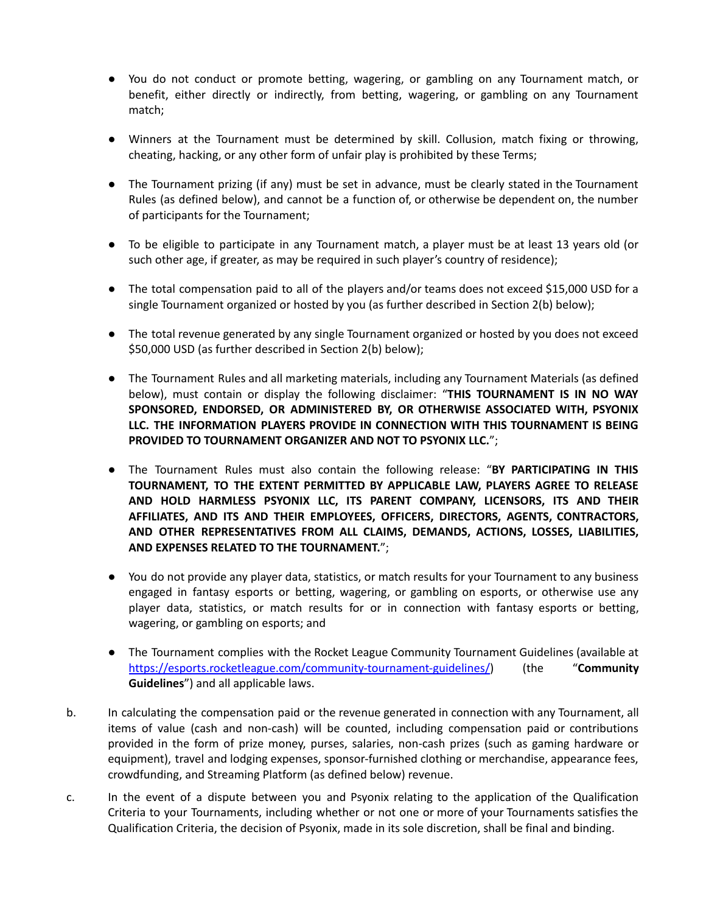- You do not conduct or promote betting, wagering, or gambling on any Tournament match, or benefit, either directly or indirectly, from betting, wagering, or gambling on any Tournament match;
- Winners at the Tournament must be determined by skill. Collusion, match fixing or throwing, cheating, hacking, or any other form of unfair play is prohibited by these Terms;
- The Tournament prizing (if any) must be set in advance, must be clearly stated in the Tournament Rules (as defined below), and cannot be a function of, or otherwise be dependent on, the number of participants for the Tournament;
- To be eligible to participate in any Tournament match, a player must be at least 13 years old (or such other age, if greater, as may be required in such player's country of residence);
- The total compensation paid to all of the players and/or teams does not exceed $15,000 USD for a single Tournament organized or hosted by you (as further described in Section 2(b) below);
- The total revenue generated by any single Tournament organized or hosted by you does not exceed $50,000 USD (as further described in Section 2(b) below);
- The Tournament Rules and all marketing materials, including any Tournament Materials (as defined below), must contain or display the following disclaimer: "**THIS TOURNAMENT IS IN NO WAY SPONSORED, ENDORSED, OR ADMINISTERED BY, OR OTHERWISE ASSOCIATED WITH, PSYONIX LLC. THE INFORMATION PLAYERS PROVIDE IN CONNECTION WITH THIS TOURNAMENT IS BEING PROVIDED TO TOURNAMENT ORGANIZER AND NOT TO PSYONIX LLC.**";
- The Tournament Rules must also contain the following release: "**BY PARTICIPATING IN THIS TOURNAMENT, TO THE EXTENT PERMITTED BY APPLICABLE LAW, PLAYERS AGREE TO RELEASE AND HOLD HARMLESS PSYONIX LLC, ITS PARENT COMPANY, LICENSORS, ITS AND THEIR AFFILIATES, AND ITS AND THEIR EMPLOYEES, OFFICERS, DIRECTORS, AGENTS, CONTRACTORS, AND OTHER REPRESENTATIVES FROM ALL CLAIMS, DEMANDS, ACTIONS, LOSSES, LIABILITIES, AND EXPENSES RELATED TO THE TOURNAMENT.**";
- You do not provide any player data, statistics, or match results for your Tournament to any business engaged in fantasy esports or betting, wagering, or gambling on esports, or otherwise use any player data, statistics, or match results for or in connection with fantasy esports or betting, wagering, or gambling on esports; and
- The Tournament complies with the Rocket League Community Tournament Guidelines (available at https://esports.rocketleague.com/community-tournament-guidelines/) (the "**Community Guidelines**") and all applicable laws.

b. In calculating the compensation paid or the revenue generated in connection with any Tournament, all items of value (cash and non-cash) will be counted, including compensation paid or contributions provided in the form of prize money, purses, salaries, non-cash prizes (such as gaming hardware or equipment), travel and lodging expenses, sponsor-furnished clothing or merchandise, appearance fees, crowdfunding, and Streaming Platform (as defined below) revenue.

c. In the event of a dispute between you and Psyonix relating to the application of the Qualification Criteria to your Tournaments, including whether or not one or more of your Tournaments satisfies the Qualification Criteria, the decision of Psyonix, made in its sole discretion, shall be final and binding.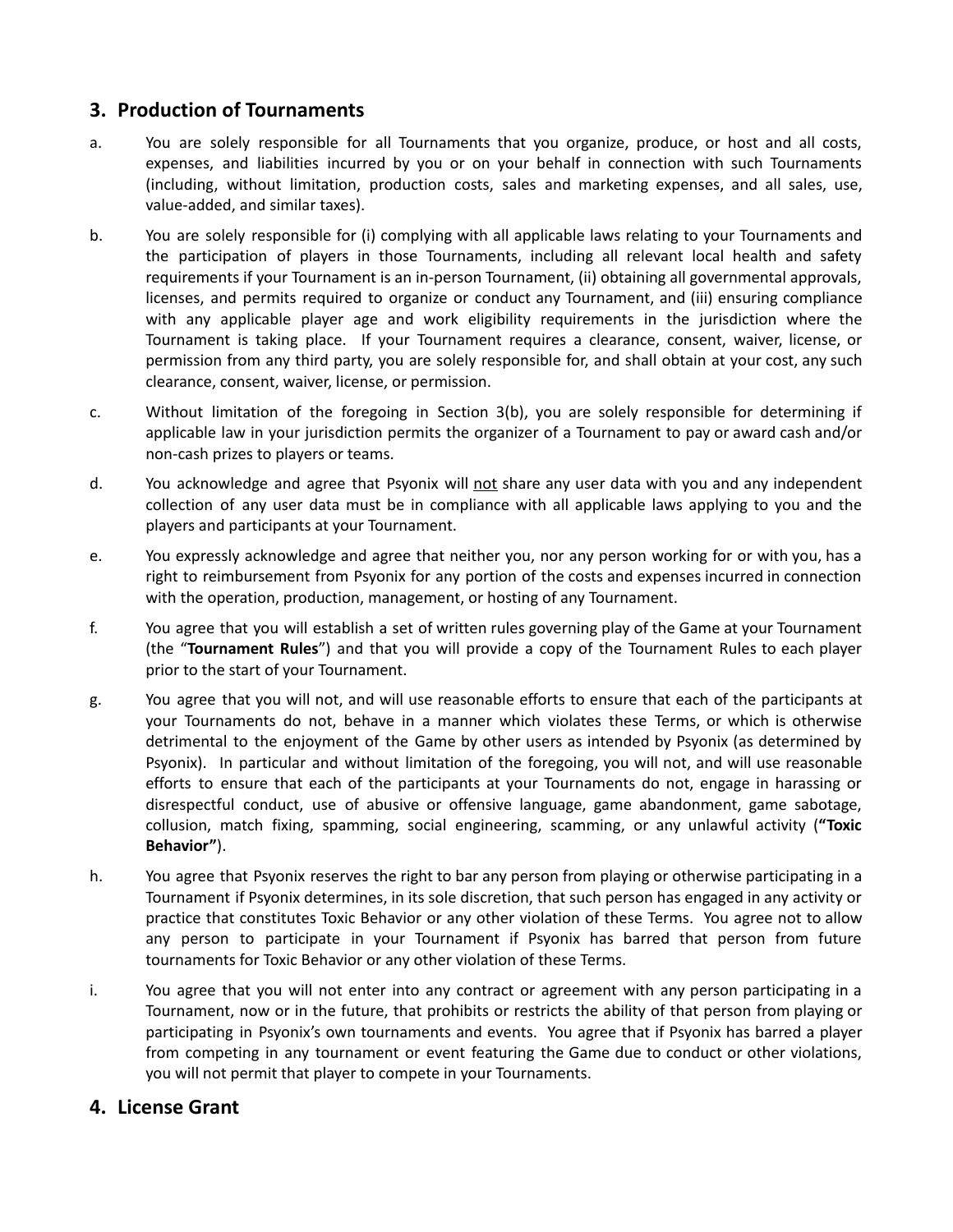## 3. Production of Tournaments

a. You are solely responsible for all Tournaments that you organize, produce, or host and all costs, expenses, and liabilities incurred by you or on your behalf in connection with such Tournaments (including, without limitation, production costs, sales and marketing expenses, and all sales, use, value-added, and similar taxes).

b. You are solely responsible for (i) complying with all applicable laws relating to your Tournaments and the participation of players in those Tournaments, including all relevant local health and safety requirements if your Tournament is an in-person Tournament, (ii) obtaining all governmental approvals, licenses, and permits required to organize or conduct any Tournament, and (iii) ensuring compliance with any applicable player age and work eligibility requirements in the jurisdiction where the Tournament is taking place. If your Tournament requires a clearance, consent, waiver, license, or permission from any third party, you are solely responsible for, and shall obtain at your cost, any such clearance, consent, waiver, license, or permission.

c. Without limitation of the foregoing in Section 3(b), you are solely responsible for determining if applicable law in your jurisdiction permits the organizer of a Tournament to pay or award cash and/or non-cash prizes to players or teams.

d. You acknowledge and agree that Psyonix will not share any user data with you and any independent collection of any user data must be in compliance with all applicable laws applying to you and the players and participants at your Tournament.

e. You expressly acknowledge and agree that neither you, nor any person working for or with you, has a right to reimbursement from Psyonix for any portion of the costs and expenses incurred in connection with the operation, production, management, or hosting of any Tournament.

f. You agree that you will establish a set of written rules governing play of the Game at your Tournament (the "**Tournament Rules**") and that you will provide a copy of the Tournament Rules to each player prior to the start of your Tournament.

g. You agree that you will not, and will use reasonable efforts to ensure that each of the participants at your Tournaments do not, behave in a manner which violates these Terms, or which is otherwise detrimental to the enjoyment of the Game by other users as intended by Psyonix (as determined by Psyonix). In particular and without limitation of the foregoing, you will not, and will use reasonable efforts to ensure that each of the participants at your Tournaments do not, engage in harassing or disrespectful conduct, use of abusive or offensive language, game abandonment, game sabotage, collusion, match fixing, spamming, social engineering, scamming, or any unlawful activity (**"Toxic Behavior"**).

h. You agree that Psyonix reserves the right to bar any person from playing or otherwise participating in a Tournament if Psyonix determines, in its sole discretion, that such person has engaged in any activity or practice that constitutes Toxic Behavior or any other violation of these Terms. You agree not to allow any person to participate in your Tournament if Psyonix has barred that person from future tournaments for Toxic Behavior or any other violation of these Terms.

i. You agree that you will not enter into any contract or agreement with any person participating in a Tournament, now or in the future, that prohibits or restricts the ability of that person from playing or participating in Psyonix's own tournaments and events. You agree that if Psyonix has barred a player from competing in any tournament or event featuring the Game due to conduct or other violations, you will not permit that player to compete in your Tournaments.

## 4. License Grant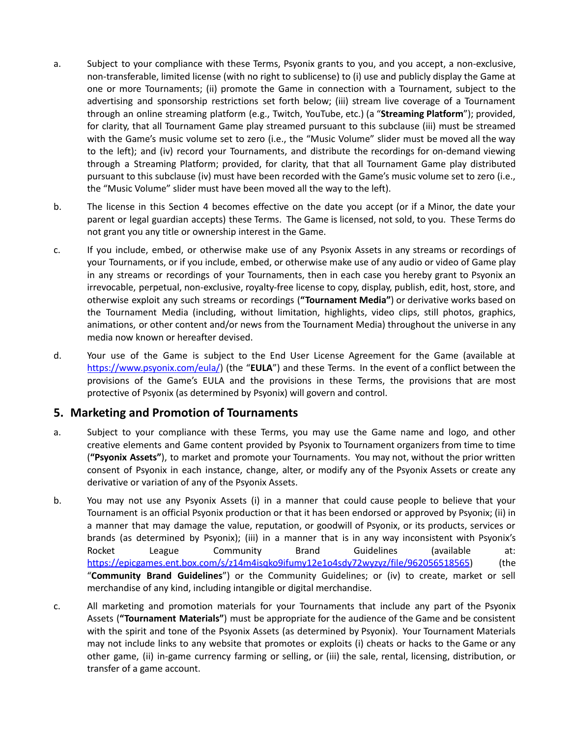a. Subject to your compliance with these Terms, Psyonix grants to you, and you accept, a non-exclusive, non-transferable, limited license (with no right to sublicense) to (i) use and publicly display the Game at one or more Tournaments; (ii) promote the Game in connection with a Tournament, subject to the advertising and sponsorship restrictions set forth below; (iii) stream live coverage of a Tournament through an online streaming platform (e.g., Twitch, YouTube, etc.) (a "**Streaming Platform**"); provided, for clarity, that all Tournament Game play streamed pursuant to this subclause (iii) must be streamed with the Game's music volume set to zero (i.e., the "Music Volume" slider must be moved all the way to the left); and (iv) record your Tournaments, and distribute the recordings for on-demand viewing through a Streaming Platform; provided, for clarity, that that all Tournament Game play distributed pursuant to this subclause (iv) must have been recorded with the Game's music volume set to zero (i.e., the "Music Volume" slider must have been moved all the way to the left).

b. The license in this Section 4 becomes effective on the date you accept (or if a Minor, the date your parent or legal guardian accepts) these Terms. The Game is licensed, not sold, to you. These Terms do not grant you any title or ownership interest in the Game.

c. If you include, embed, or otherwise make use of any Psyonix Assets in any streams or recordings of your Tournaments, or if you include, embed, or otherwise make use of any audio or video of Game play in any streams or recordings of your Tournaments, then in each case you hereby grant to Psyonix an irrevocable, perpetual, non-exclusive, royalty-free license to copy, display, publish, edit, host, store, and otherwise exploit any such streams or recordings (**"Tournament Media"**) or derivative works based on the Tournament Media (including, without limitation, highlights, video clips, still photos, graphics, animations, or other content and/or news from the Tournament Media) throughout the universe in any media now known or hereafter devised.

d. Your use of the Game is subject to the End User License Agreement for the Game (available at https://www.psyonix.com/eula/) (the "**EULA**") and these Terms. In the event of a conflict between the provisions of the Game's EULA and the provisions in these Terms, the provisions that are most protective of Psyonix (as determined by Psyonix) will govern and control.

## 5. Marketing and Promotion of Tournaments

a. Subject to your compliance with these Terms, you may use the Game name and logo, and other creative elements and Game content provided by Psyonix to Tournament organizers from time to time (**"Psyonix Assets"**), to market and promote your Tournaments. You may not, without the prior written consent of Psyonix in each instance, change, alter, or modify any of the Psyonix Assets or create any derivative or variation of any of the Psyonix Assets.

b. You may not use any Psyonix Assets (i) in a manner that could cause people to believe that your Tournament is an official Psyonix production or that it has been endorsed or approved by Psyonix; (ii) in a manner that may damage the value, reputation, or goodwill of Psyonix, or its products, services or brands (as determined by Psyonix); (iii) in a manner that is in any way inconsistent with Psyonix's Rocket League Community Brand Guidelines (available at: https://epicgames.ent.box.com/s/z14m4isqko9ifumy12e1o4sdy72wyzyz/file/962056518565) (the "**Community Brand Guidelines**") or the Community Guidelines; or (iv) to create, market or sell merchandise of any kind, including intangible or digital merchandise.

c. All marketing and promotion materials for your Tournaments that include any part of the Psyonix Assets (**"Tournament Materials"**) must be appropriate for the audience of the Game and be consistent with the spirit and tone of the Psyonix Assets (as determined by Psyonix). Your Tournament Materials may not include links to any website that promotes or exploits (i) cheats or hacks to the Game or any other game, (ii) in-game currency farming or selling, or (iii) the sale, rental, licensing, distribution, or transfer of a game account.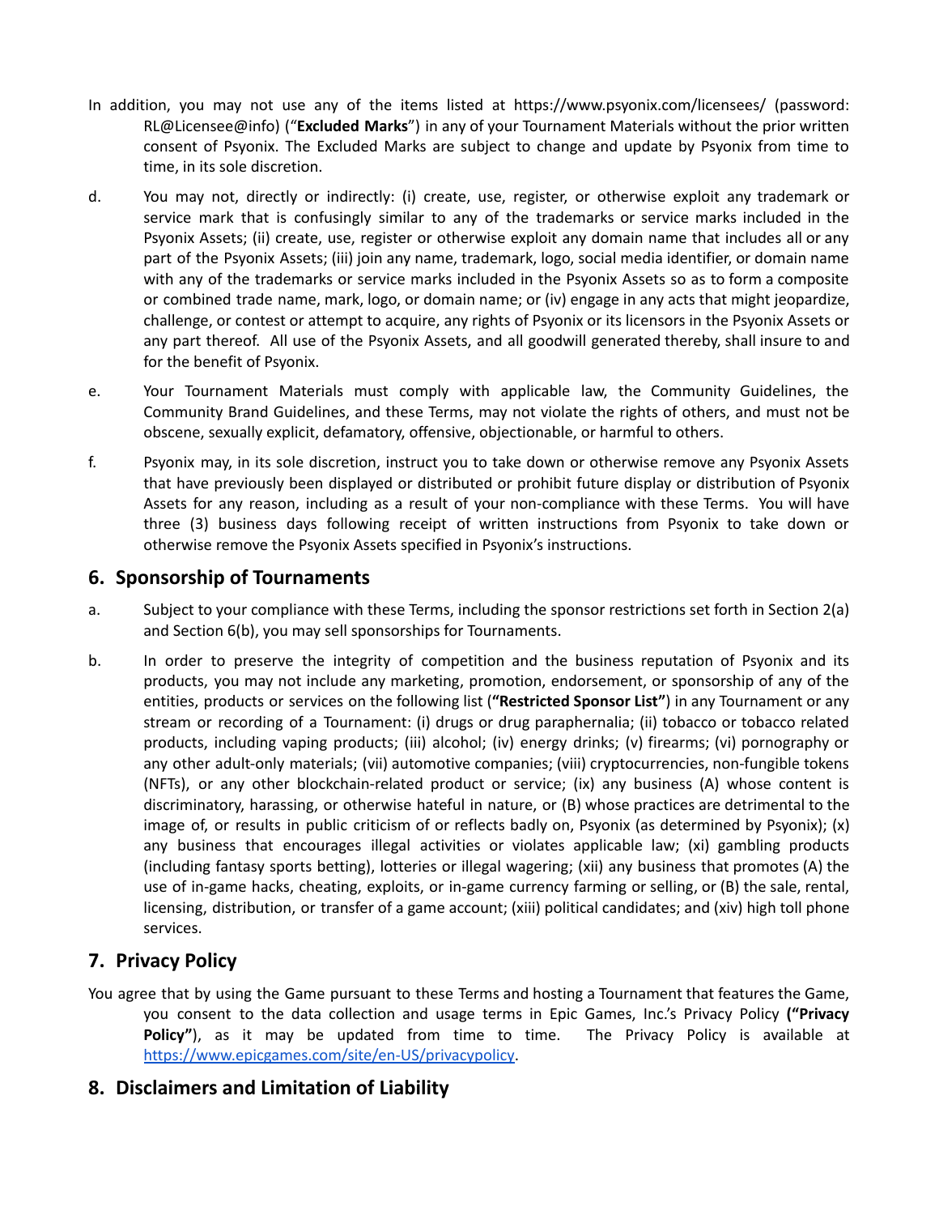In addition, you may not use any of the items listed at https://www.psyonix.com/licensees/ (password: RL@Licensee@info) ("**Excluded Marks**") in any of your Tournament Materials without the prior written consent of Psyonix. The Excluded Marks are subject to change and update by Psyonix from time to time, in its sole discretion.

d. You may not, directly or indirectly: (i) create, use, register, or otherwise exploit any trademark or service mark that is confusingly similar to any of the trademarks or service marks included in the Psyonix Assets; (ii) create, use, register or otherwise exploit any domain name that includes all or any part of the Psyonix Assets; (iii) join any name, trademark, logo, social media identifier, or domain name with any of the trademarks or service marks included in the Psyonix Assets so as to form a composite or combined trade name, mark, logo, or domain name; or (iv) engage in any acts that might jeopardize, challenge, or contest or attempt to acquire, any rights of Psyonix or its licensors in the Psyonix Assets or any part thereof. All use of the Psyonix Assets, and all goodwill generated thereby, shall insure to and for the benefit of Psyonix.

e. Your Tournament Materials must comply with applicable law, the Community Guidelines, the Community Brand Guidelines, and these Terms, may not violate the rights of others, and must not be obscene, sexually explicit, defamatory, offensive, objectionable, or harmful to others.

f. Psyonix may, in its sole discretion, instruct you to take down or otherwise remove any Psyonix Assets that have previously been displayed or distributed or prohibit future display or distribution of Psyonix Assets for any reason, including as a result of your non-compliance with these Terms. You will have three (3) business days following receipt of written instructions from Psyonix to take down or otherwise remove the Psyonix Assets specified in Psyonix's instructions.

## 6. Sponsorship of Tournaments

a. Subject to your compliance with these Terms, including the sponsor restrictions set forth in Section 2(a) and Section 6(b), you may sell sponsorships for Tournaments.

b. In order to preserve the integrity of competition and the business reputation of Psyonix and its products, you may not include any marketing, promotion, endorsement, or sponsorship of any of the entities, products or services on the following list (**"Restricted Sponsor List"**) in any Tournament or any stream or recording of a Tournament: (i) drugs or drug paraphernalia; (ii) tobacco or tobacco related products, including vaping products; (iii) alcohol; (iv) energy drinks; (v) firearms; (vi) pornography or any other adult-only materials; (vii) automotive companies; (viii) cryptocurrencies, non-fungible tokens (NFTs), or any other blockchain-related product or service; (ix) any business (A) whose content is discriminatory, harassing, or otherwise hateful in nature, or (B) whose practices are detrimental to the image of, or results in public criticism of or reflects badly on, Psyonix (as determined by Psyonix); (x) any business that encourages illegal activities or violates applicable law; (xi) gambling products (including fantasy sports betting), lotteries or illegal wagering; (xii) any business that promotes (A) the use of in-game hacks, cheating, exploits, or in-game currency farming or selling, or (B) the sale, rental, licensing, distribution, or transfer of a game account; (xiii) political candidates; and (xiv) high toll phone services.

## 7. Privacy Policy

You agree that by using the Game pursuant to these Terms and hosting a Tournament that features the Game, you consent to the data collection and usage terms in Epic Games, Inc.'s Privacy Policy **("Privacy Policy")**, as it may be updated from time to time. The Privacy Policy is available at [https://www.epicgames.com/site/en-US/privacypolicy](https://www.epicgames.com/site/en-US/privacypolicy).

## 8. Disclaimers and Limitation of Liability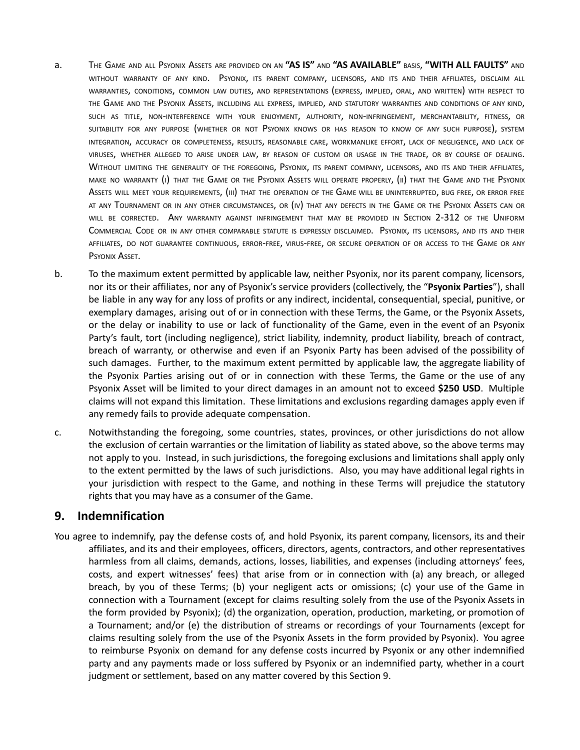a. The Game and all Psyonix Assets are provided on an **"AS IS"** and **"AS AVAILABLE"** basis, **"WITH ALL FAULTS"** and without warranty of any kind. Psyonix, its parent company, licensors, and its and their affiliates, disclaim all warranties, conditions, common law duties, and representations (express, implied, oral, and written) with respect to the Game and the Psyonix Assets, including all express, implied, and statutory warranties and conditions of any kind, such as title, non-interference with your enjoyment, authority, non-infringement, merchantability, fitness, or suitability for any purpose (whether or not Psyonix knows or has reason to know of any such purpose), system integration, accuracy or completeness, results, reasonable care, workmanlike effort, lack of negligence, and lack of viruses, whether alleged to arise under law, by reason of custom or usage in the trade, or by course of dealing. Without limiting the generality of the foregoing, Psyonix, its parent company, licensors, and its and their affiliates, make no warranty (i) that the Game or the Psyonix Assets will operate properly, (ii) that the Game and the Psyonix Assets will meet your requirements, (iii) that the operation of the Game will be uninterrupted, bug free, or error free at any Tournament or in any other circumstances, or (iv) that any defects in the Game or the Psyonix Assets can or will be corrected. Any warranty against infringement that may be provided in Section 2-312 of the Uniform Commercial Code or in any other comparable statute is expressly disclaimed. Psyonix, its licensors, and its and their affiliates, do not guarantee continuous, error-free, virus-free, or secure operation of or access to the Game or any Psyonix Asset.

b. To the maximum extent permitted by applicable law, neither Psyonix, nor its parent company, licensors, nor its or their affiliates, nor any of Psyonix's service providers (collectively, the "**Psyonix Parties**"), shall be liable in any way for any loss of profits or any indirect, incidental, consequential, special, punitive, or exemplary damages, arising out of or in connection with these Terms, the Game, or the Psyonix Assets, or the delay or inability to use or lack of functionality of the Game, even in the event of an Psyonix Party's fault, tort (including negligence), strict liability, indemnity, product liability, breach of contract, breach of warranty, or otherwise and even if an Psyonix Party has been advised of the possibility of such damages. Further, to the maximum extent permitted by applicable law, the aggregate liability of the Psyonix Parties arising out of or in connection with these Terms, the Game or the use of any Psyonix Asset will be limited to your direct damages in an amount not to exceed **$250 USD**. Multiple claims will not expand this limitation. These limitations and exclusions regarding damages apply even if any remedy fails to provide adequate compensation.

c. Notwithstanding the foregoing, some countries, states, provinces, or other jurisdictions do not allow the exclusion of certain warranties or the limitation of liability as stated above, so the above terms may not apply to you. Instead, in such jurisdictions, the foregoing exclusions and limitations shall apply only to the extent permitted by the laws of such jurisdictions. Also, you may have additional legal rights in your jurisdiction with respect to the Game, and nothing in these Terms will prejudice the statutory rights that you may have as a consumer of the Game.

## 9. Indemnification

You agree to indemnify, pay the defense costs of, and hold Psyonix, its parent company, licensors, its and their affiliates, and its and their employees, officers, directors, agents, contractors, and other representatives harmless from all claims, demands, actions, losses, liabilities, and expenses (including attorneys' fees, costs, and expert witnesses' fees) that arise from or in connection with (a) any breach, or alleged breach, by you of these Terms; (b) your negligent acts or omissions; (c) your use of the Game in connection with a Tournament (except for claims resulting solely from the use of the Psyonix Assets in the form provided by Psyonix); (d) the organization, operation, production, marketing, or promotion of a Tournament; and/or (e) the distribution of streams or recordings of your Tournaments (except for claims resulting solely from the use of the Psyonix Assets in the form provided by Psyonix). You agree to reimburse Psyonix on demand for any defense costs incurred by Psyonix or any other indemnified party and any payments made or loss suffered by Psyonix or an indemnified party, whether in a court judgment or settlement, based on any matter covered by this Section 9.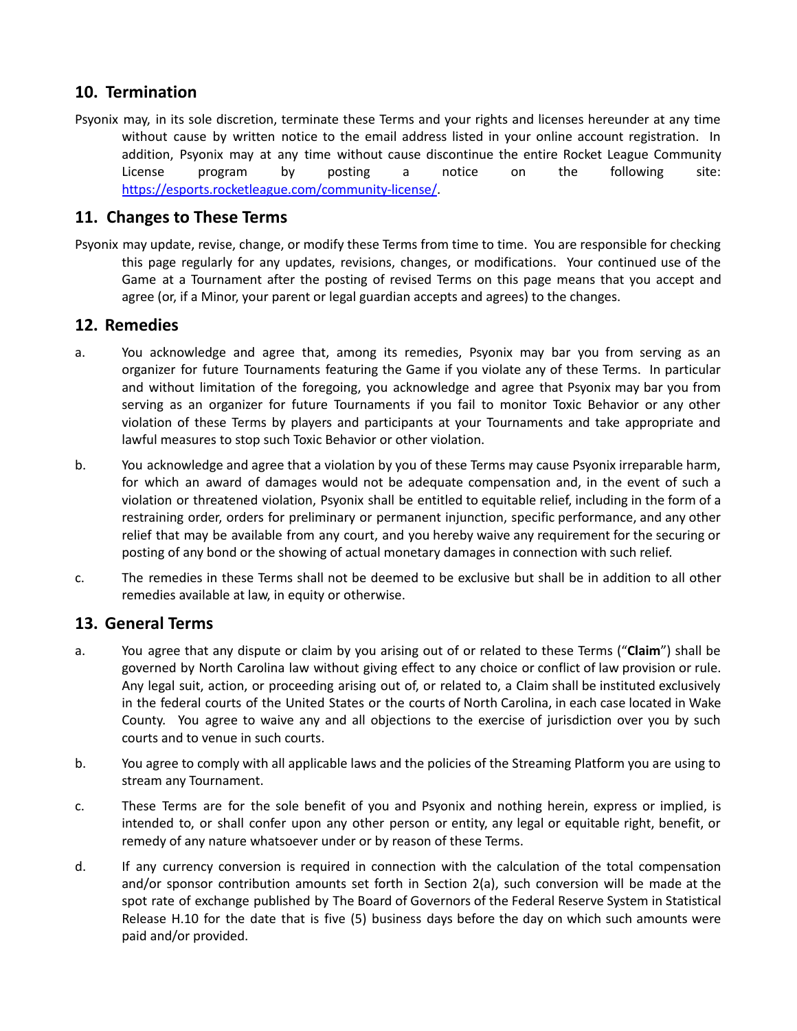## 10. Termination

Psyonix may, in its sole discretion, terminate these Terms and your rights and licenses hereunder at any time without cause by written notice to the email address listed in your online account registration. In addition, Psyonix may at any time without cause discontinue the entire Rocket League Community License program by posting a notice on the following site: [https://esports.rocketleague.com/community-license/](https://esports.rocketleague.com/community-license/).

## 11. Changes to These Terms

Psyonix may update, revise, change, or modify these Terms from time to time. You are responsible for checking this page regularly for any updates, revisions, changes, or modifications. Your continued use of the Game at a Tournament after the posting of revised Terms on this page means that you accept and agree (or, if a Minor, your parent or legal guardian accepts and agrees) to the changes.

## 12. Remedies

a. You acknowledge and agree that, among its remedies, Psyonix may bar you from serving as an organizer for future Tournaments featuring the Game if you violate any of these Terms. In particular and without limitation of the foregoing, you acknowledge and agree that Psyonix may bar you from serving as an organizer for future Tournaments if you fail to monitor Toxic Behavior or any other violation of these Terms by players and participants at your Tournaments and take appropriate and lawful measures to stop such Toxic Behavior or other violation.

b. You acknowledge and agree that a violation by you of these Terms may cause Psyonix irreparable harm, for which an award of damages would not be adequate compensation and, in the event of such a violation or threatened violation, Psyonix shall be entitled to equitable relief, including in the form of a restraining order, orders for preliminary or permanent injunction, specific performance, and any other relief that may be available from any court, and you hereby waive any requirement for the securing or posting of any bond or the showing of actual monetary damages in connection with such relief.

c. The remedies in these Terms shall not be deemed to be exclusive but shall be in addition to all other remedies available at law, in equity or otherwise.

## 13. General Terms

a. You agree that any dispute or claim by you arising out of or related to these Terms ("**Claim**") shall be governed by North Carolina law without giving effect to any choice or conflict of law provision or rule. Any legal suit, action, or proceeding arising out of, or related to, a Claim shall be instituted exclusively in the federal courts of the United States or the courts of North Carolina, in each case located in Wake County. You agree to waive any and all objections to the exercise of jurisdiction over you by such courts and to venue in such courts.

b. You agree to comply with all applicable laws and the policies of the Streaming Platform you are using to stream any Tournament.

c. These Terms are for the sole benefit of you and Psyonix and nothing herein, express or implied, is intended to, or shall confer upon any other person or entity, any legal or equitable right, benefit, or remedy of any nature whatsoever under or by reason of these Terms.

d. If any currency conversion is required in connection with the calculation of the total compensation and/or sponsor contribution amounts set forth in Section 2(a), such conversion will be made at the spot rate of exchange published by The Board of Governors of the Federal Reserve System in Statistical Release H.10 for the date that is five (5) business days before the day on which such amounts were paid and/or provided.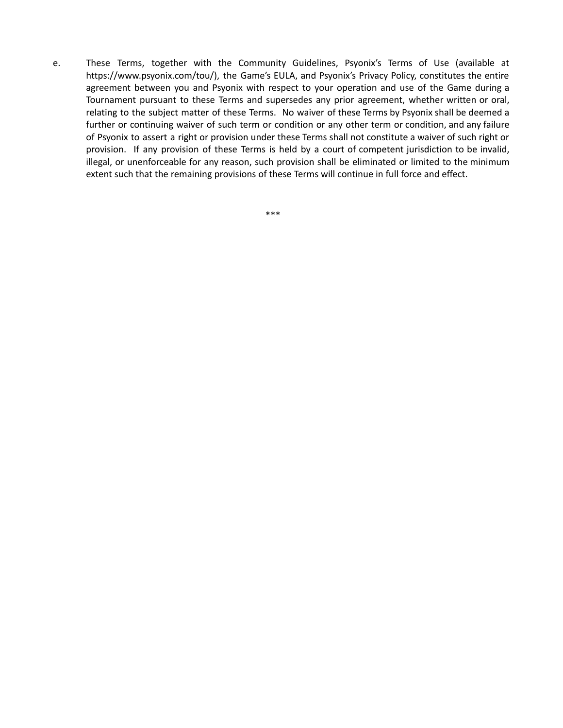e. These Terms, together with the Community Guidelines, Psyonix's Terms of Use (available at https://www.psyonix.com/tou/), the Game's EULA, and Psyonix's Privacy Policy, constitutes the entire agreement between you and Psyonix with respect to your operation and use of the Game during a Tournament pursuant to these Terms and supersedes any prior agreement, whether written or oral, relating to the subject matter of these Terms. No waiver of these Terms by Psyonix shall be deemed a further or continuing waiver of such term or condition or any other term or condition, and any failure of Psyonix to assert a right or provision under these Terms shall not constitute a waiver of such right or provision. If any provision of these Terms is held by a court of competent jurisdiction to be invalid, illegal, or unenforceable for any reason, such provision shall be eliminated or limited to the minimum extent such that the remaining provisions of these Terms will continue in full force and effect.

***